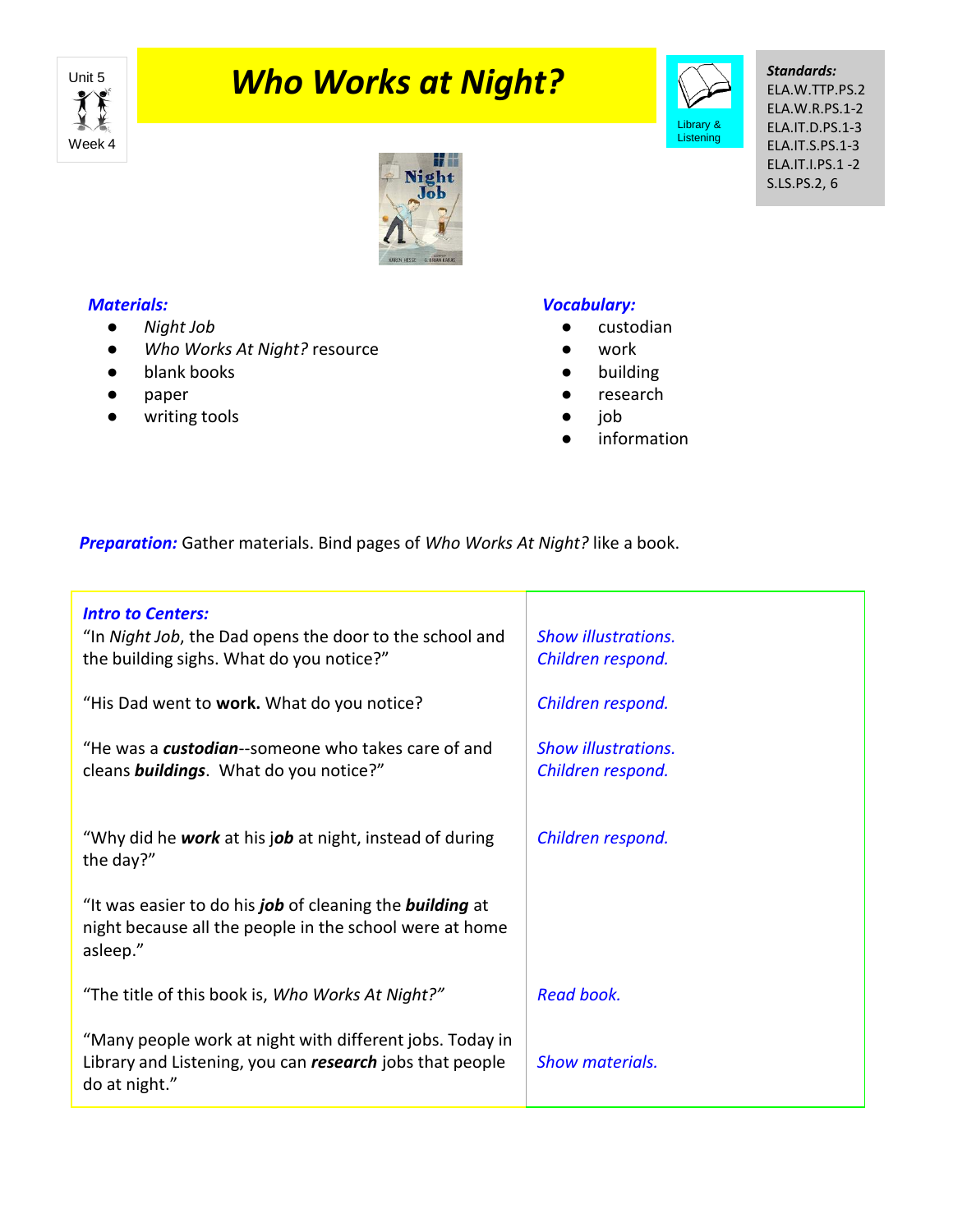Unit 5
Week 4

# *Who Works at Night?*

Library & Listening

***Standards:***
ELA.W.TTP.PS.2
ELA.W.R.PS.1-2
ELA.IT.D.PS.1-3
ELA.IT.S.PS.1-3
ELA.IT.I.PS.1 -2
S.LS.PS.2, 6

***Materials:***

- *Night Job*
- *Who Works At Night?* resource
- blank books
- paper
- writing tools

***Vocabulary:***

- custodian
- work
- building
- research
- job
- information

***Preparation:*** Gather materials. Bind pages of *Who Works At Night?* like a book.

| ***Intro to Centers:*** | |
|---|---|
| "In *Night Job*, the Dad opens the door to the school and the building sighs. What do you notice?" | *Show illustrations. Children respond.* |
| "His Dad went to **work.** What do you notice? | *Children respond.* |
| "He was a ***custodian***--someone who takes care of and cleans ***buildings***. What do you notice?" | *Show illustrations. Children respond.* |
| "Why did he ***work*** at his j***ob*** at night, instead of during the day?" | *Children respond.* |
| "It was easier to do his ***job*** of cleaning the ***building*** at night because all the people in the school were at home asleep." | |
| "The title of this book is, *Who Works At Night?"* | *Read book.* |
| "Many people work at night with different jobs. Today in Library and Listening, you can ***research*** jobs that people do at night." | *Show materials.* |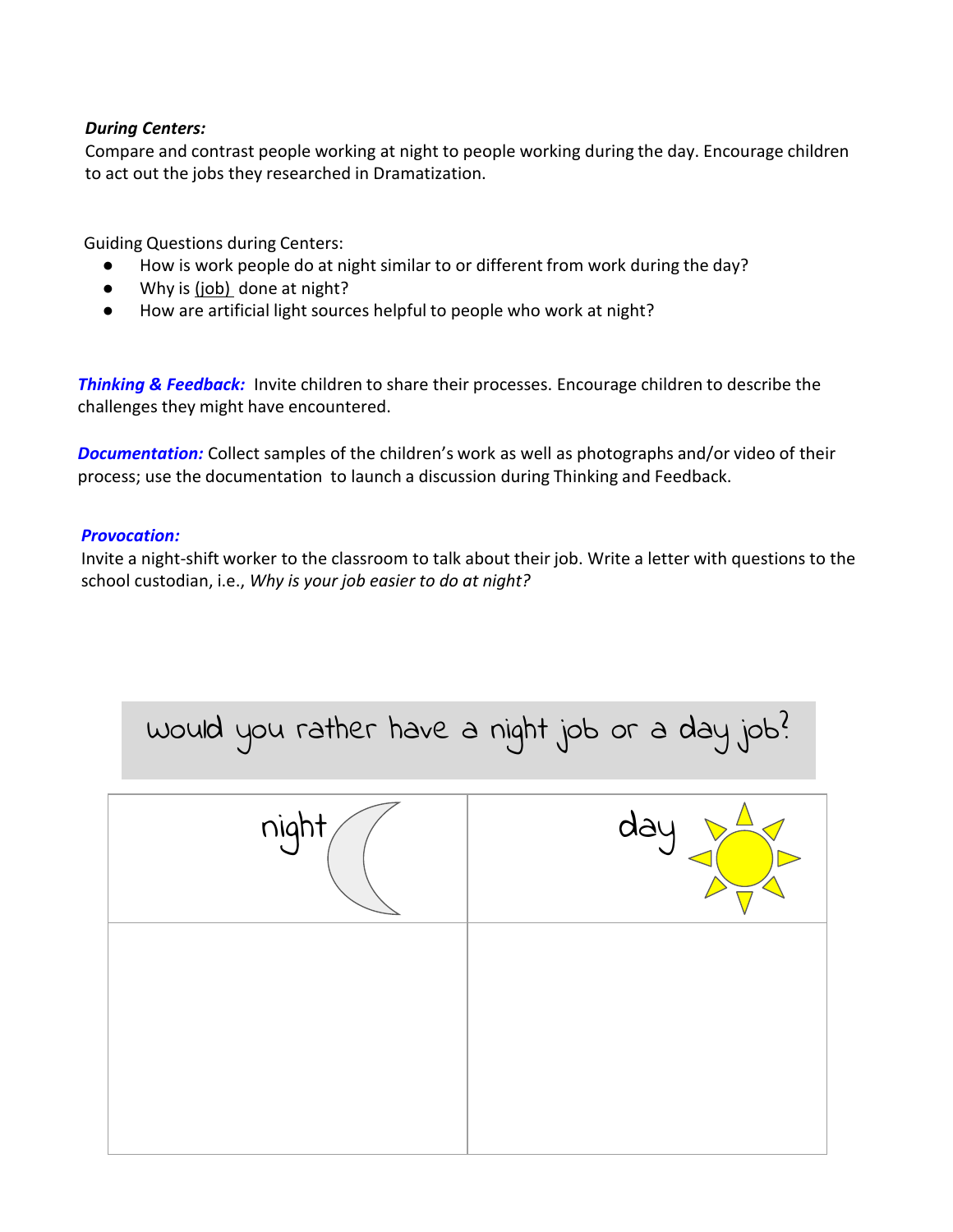***During Centers:***
Compare and contrast people working at night to people working during the day. Encourage children to act out the jobs they researched in Dramatization.

Guiding Questions during Centers:

- How is work people do at night similar to or different from work during the day?
- Why is (job) done at night?
- How are artificial light sources helpful to people who work at night?

***Thinking & Feedback:*** Invite children to share their processes. Encourage children to describe the challenges they might have encountered.

***Documentation:*** Collect samples of the children's work as well as photographs and/or video of their process; use the documentation to launch a discussion during Thinking and Feedback.

***Provocation:***
Invite a night-shift worker to the classroom to talk about their job. Write a letter with questions to the school custodian, i.e., *Why is your job easier to do at night?*

would you rather have a night job or a day job?

| night | day |
|---|---|
| | |